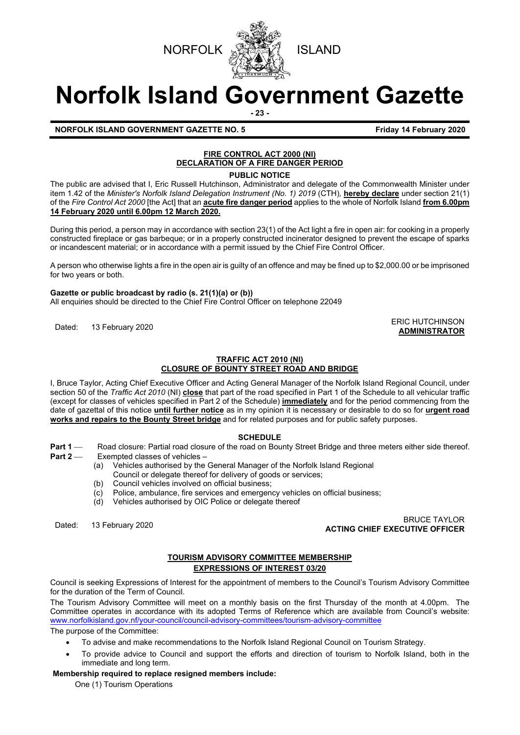NORFOLK ISLAND

# Norfolk Island Government Gazette

**NORFOLK ISLAND GOVERNMENT GAZETTE NO. 5** **Friday 14 February 2020**

## FIRE CONTROL ACT 2000 (NI) DECLARATION OF A FIRE DANGER PERIOD

**PUBLIC NOTICE**

The public are advised that I, Eric Russell Hutchinson, Administrator and delegate of the Commonwealth Minister under item 1.42 of the *Minister's Norfolk Island Delegation Instrument (No. 1) 2019* (CTH), **hereby declare** under section 21(1) of the *Fire Control Act 2000* [the Act] that an **acute fire danger period** applies to the whole of Norfolk Island **from 6.00pm 14 February 2020 until 6.00pm 12 March 2020.**

During this period, a person may in accordance with section 23(1) of the Act light a fire in open air: for cooking in a properly constructed fireplace or gas barbeque; or in a properly constructed incinerator designed to prevent the escape of sparks or incandescent material; or in accordance with a permit issued by the Chief Fire Control Officer.

A person who otherwise lights a fire in the open air is guilty of an offence and may be fined up to $2,000.00 or be imprisoned for two years or both.

**Gazette or public broadcast by radio (s. 21(1)(a) or (b))**
All enquiries should be directed to the Chief Fire Control Officer on telephone 22049

Dated: 13 February 2020

ERIC HUTCHINSON
**ADMINISTRATOR**

## TRAFFIC ACT 2010 (NI) CLOSURE OF BOUNTY STREET ROAD AND BRIDGE

I, Bruce Taylor, Acting Chief Executive Officer and Acting General Manager of the Norfolk Island Regional Council, under section 50 of the *Traffic Act 2010* (NI) **close** that part of the road specified in Part 1 of the Schedule to all vehicular traffic (except for classes of vehicles specified in Part 2 of the Schedule) **immediately** and for the period commencing from the date of gazettal of this notice **until further notice** as in my opinion it is necessary or desirable to do so for **urgent road works and repairs to the Bounty Street bridge** and for related purposes and for public safety purposes.

**SCHEDULE**

**Part 1** — Road closure: Partial road closure of the road on Bounty Street Bridge and three meters either side thereof.

**Part 2** — Exempted classes of vehicles –

- (a) Vehicles authorised by the General Manager of the Norfolk Island Regional Council or delegate thereof for delivery of goods or services;
- (b) Council vehicles involved on official business;
- (c) Police, ambulance, fire services and emergency vehicles on official business;
- (d) Vehicles authorised by OIC Police or delegate thereof

Dated: 13 February 2020

BRUCE TAYLOR
**ACTING CHIEF EXECUTIVE OFFICER**

## TOURISM ADVISORY COMMITTEE MEMBERSHIP EXPRESSIONS OF INTEREST 03/20

Council is seeking Expressions of Interest for the appointment of members to the Council's Tourism Advisory Committee for the duration of the Term of Council.

The Tourism Advisory Committee will meet on a monthly basis on the first Thursday of the month at 4.00pm. The Committee operates in accordance with its adopted Terms of Reference which are available from Council's website: www.norfolkisland.gov.nf/your-council/council-advisory-committees/tourism-advisory-committee

The purpose of the Committee:

- To advise and make recommendations to the Norfolk Island Regional Council on Tourism Strategy.
- To provide advice to Council and support the efforts and direction of tourism to Norfolk Island, both in the immediate and long term.

**Membership required to replace resigned members include:**

One (1) Tourism Operations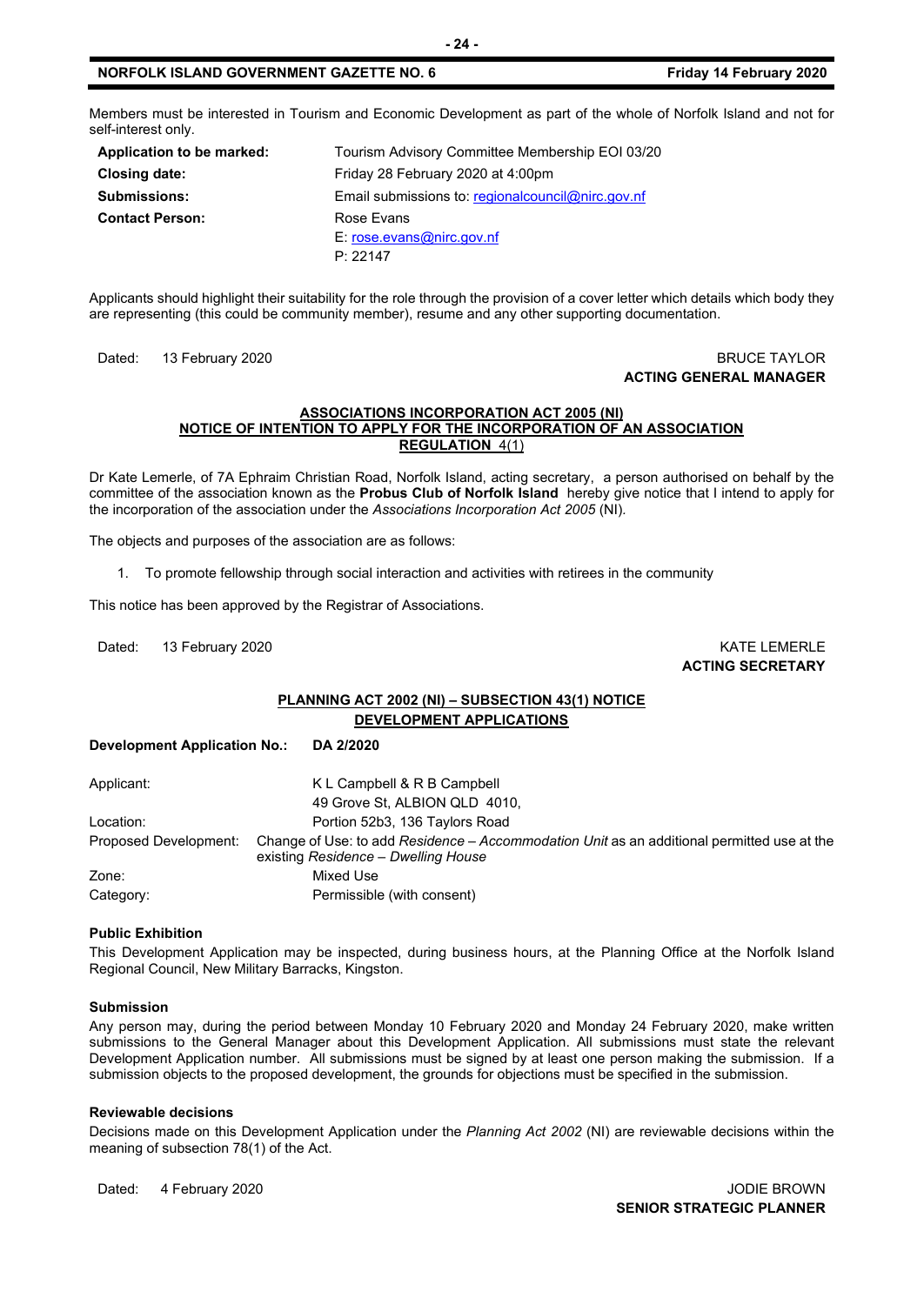Members must be interested in Tourism and Economic Development as part of the whole of Norfolk Island and not for self-interest only.

| | |
|---|---|
| **Application to be marked:** | Tourism Advisory Committee Membership EOI 03/20 |
| **Closing date:** | Friday 28 February 2020 at 4:00pm |
| **Submissions:** | Email submissions to: regionalcouncil@nirc.gov.nf |
| **Contact Person:** | Rose Evans<br>E: rose.evans@nirc.gov.nf<br>P: 22147 |

Applicants should highlight their suitability for the role through the provision of a cover letter which details which body they are representing (this could be community member), resume and any other supporting documentation.

Dated: 13 February 2020

BRUCE TAYLOR
**ACTING GENERAL MANAGER**

## ASSOCIATIONS INCORPORATION ACT 2005 (NI)
## NOTICE OF INTENTION TO APPLY FOR THE INCORPORATION OF AN ASSOCIATION
## REGULATION 4(1)

Dr Kate Lemerle, of 7A Ephraim Christian Road, Norfolk Island, acting secretary, a person authorised on behalf by the committee of the association known as the **Probus Club of Norfolk Island** hereby give notice that I intend to apply for the incorporation of the association under the *Associations Incorporation Act 2005* (NI)*.*

The objects and purposes of the association are as follows:

1. To promote fellowship through social interaction and activities with retirees in the community

This notice has been approved by the Registrar of Associations.

Dated: 13 February 2020

KATE LEMERLE
**ACTING SECRETARY**

## PLANNING ACT 2002 (NI) – SUBSECTION 43(1) NOTICE
## DEVELOPMENT APPLICATIONS

**Development Application No.:** **DA 2/2020**

| | |
|---|---|
| Applicant: | K L Campbell & R B Campbell<br>49 Grove St, ALBION QLD 4010, |
| Location: | Portion 52b3, 136 Taylors Road |
| Proposed Development: | Change of Use: to add *Residence – Accommodation Unit* as an additional permitted use at the existing *Residence – Dwelling House* |
| Zone: | Mixed Use |
| Category: | Permissible (with consent) |

**Public Exhibition**

This Development Application may be inspected, during business hours, at the Planning Office at the Norfolk Island Regional Council, New Military Barracks, Kingston.

**Submission**

Any person may, during the period between Monday 10 February 2020 and Monday 24 February 2020, make written submissions to the General Manager about this Development Application. All submissions must state the relevant Development Application number. All submissions must be signed by at least one person making the submission. If a submission objects to the proposed development, the grounds for objections must be specified in the submission.

**Reviewable decisions**

Decisions made on this Development Application under the *Planning Act 2002* (NI) are reviewable decisions within the meaning of subsection 78(1) of the Act.

Dated: 4 February 2020

JODIE BROWN
**SENIOR STRATEGIC PLANNER**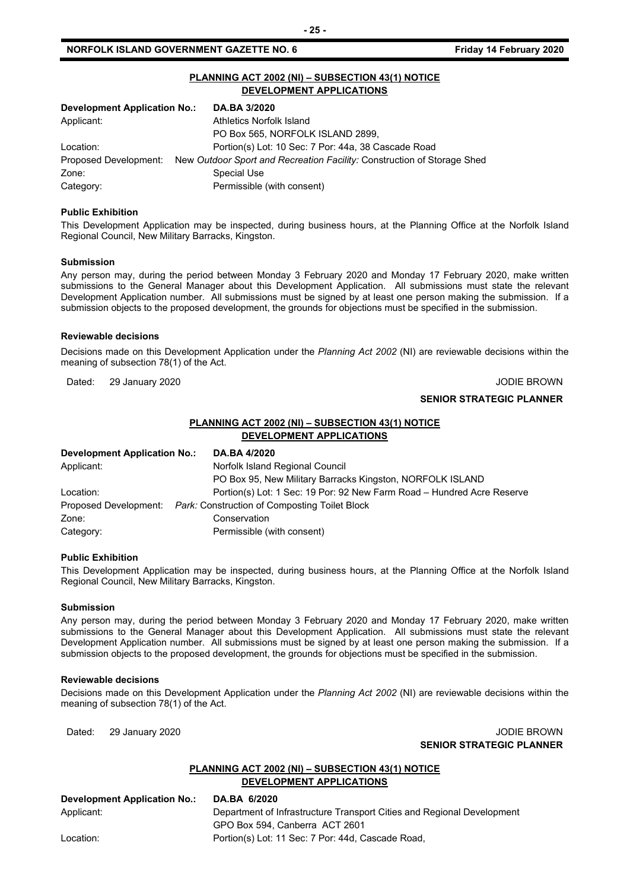## PLANNING ACT 2002 (NI) – SUBSECTION 43(1) NOTICE
## DEVELOPMENT APPLICATIONS

| **Development Application No.:** | **DA.BA 3/2020** |
|---|---|
| Applicant: | Athletics Norfolk Island<br>PO Box 565, NORFOLK ISLAND 2899, |
| Location: | Portion(s) Lot: 10 Sec: 7 Por: 44a, 38 Cascade Road |
| Proposed Development: | New *Outdoor Sport and Recreation Facility:* Construction of Storage Shed |
| Zone: | Special Use |
| Category: | Permissible (with consent) |

**Public Exhibition**

This Development Application may be inspected, during business hours, at the Planning Office at the Norfolk Island Regional Council, New Military Barracks, Kingston.

**Submission**

Any person may, during the period between Monday 3 February 2020 and Monday 17 February 2020, make written submissions to the General Manager about this Development Application. All submissions must state the relevant Development Application number. All submissions must be signed by at least one person making the submission. If a submission objects to the proposed development, the grounds for objections must be specified in the submission.

**Reviewable decisions**

Decisions made on this Development Application under the *Planning Act 2002* (NI) are reviewable decisions within the meaning of subsection 78(1) of the Act.

Dated: 29 January 2020

JODIE BROWN
**SENIOR STRATEGIC PLANNER**

## PLANNING ACT 2002 (NI) – SUBSECTION 43(1) NOTICE
## DEVELOPMENT APPLICATIONS

| **Development Application No.:** | **DA.BA 4/2020** |
|---|---|
| Applicant: | Norfolk Island Regional Council<br>PO Box 95, New Military Barracks Kingston, NORFOLK ISLAND |
| Location: | Portion(s) Lot: 1 Sec: 19 Por: 92 New Farm Road – Hundred Acre Reserve |
| Proposed Development: | *Park:* Construction of Composting Toilet Block |
| Zone: | Conservation |
| Category: | Permissible (with consent) |

**Public Exhibition**

This Development Application may be inspected, during business hours, at the Planning Office at the Norfolk Island Regional Council, New Military Barracks, Kingston.

**Submission**

Any person may, during the period between Monday 3 February 2020 and Monday 17 February 2020, make written submissions to the General Manager about this Development Application. All submissions must state the relevant Development Application number. All submissions must be signed by at least one person making the submission. If a submission objects to the proposed development, the grounds for objections must be specified in the submission.

**Reviewable decisions**

Decisions made on this Development Application under the *Planning Act 2002* (NI) are reviewable decisions within the meaning of subsection 78(1) of the Act.

Dated: 29 January 2020

JODIE BROWN
**SENIOR STRATEGIC PLANNER**

## PLANNING ACT 2002 (NI) – SUBSECTION 43(1) NOTICE
## DEVELOPMENT APPLICATIONS

| **Development Application No.:** | **DA.BA 6/2020** |
|---|---|
| Applicant: | Department of Infrastructure Transport Cities and Regional Development<br>GPO Box 594, Canberra ACT 2601 |
| Location: | Portion(s) Lot: 11 Sec: 7 Por: 44d, Cascade Road, |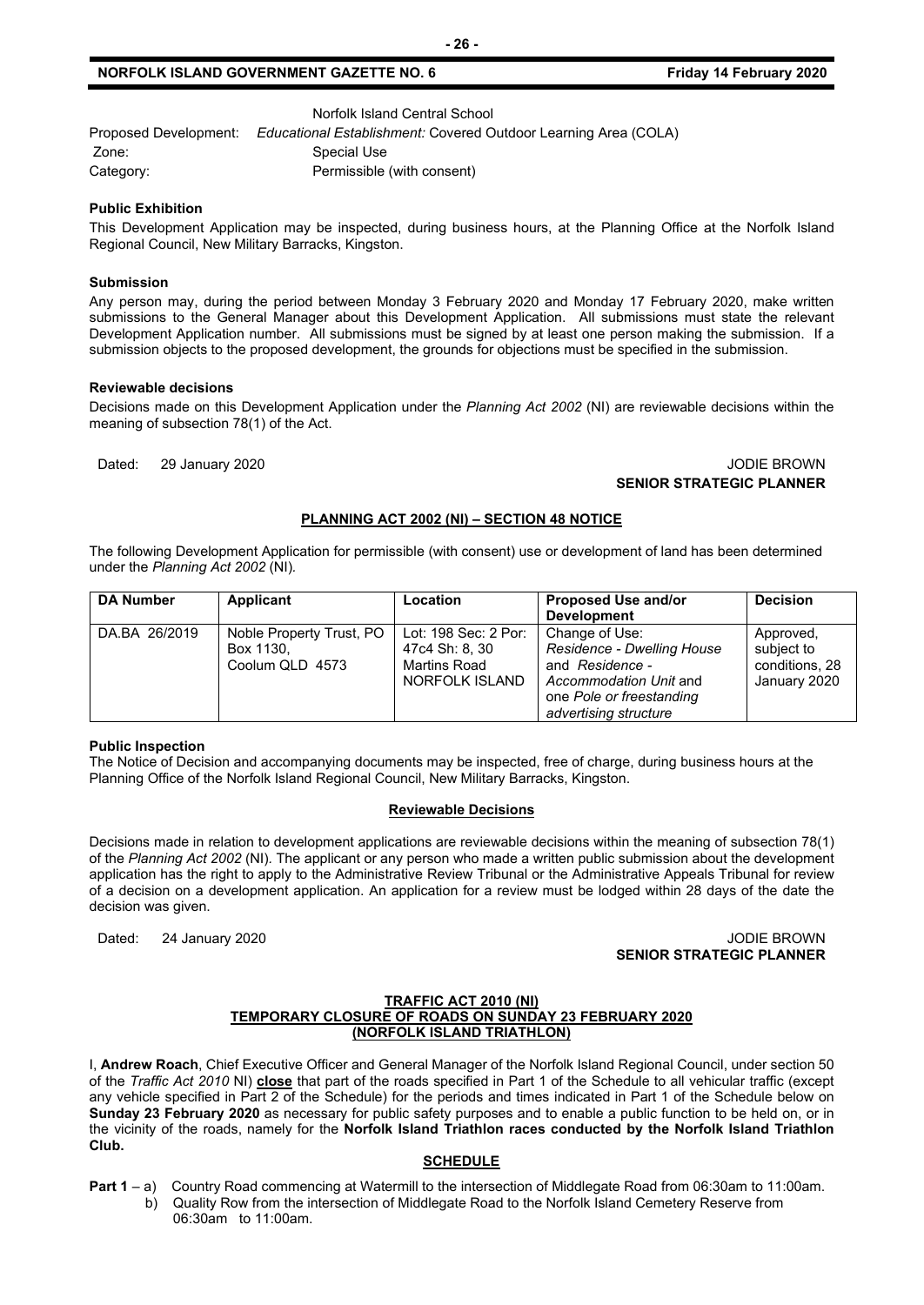Norfolk Island Central School

Proposed Development: *Educational Establishment:* Covered Outdoor Learning Area (COLA)

Zone: Special Use

Category: Permissible (with consent)

**Public Exhibition**

This Development Application may be inspected, during business hours, at the Planning Office at the Norfolk Island Regional Council, New Military Barracks, Kingston.

**Submission**

Any person may, during the period between Monday 3 February 2020 and Monday 17 February 2020, make written submissions to the General Manager about this Development Application. All submissions must state the relevant Development Application number. All submissions must be signed by at least one person making the submission. If a submission objects to the proposed development, the grounds for objections must be specified in the submission.

**Reviewable decisions**

Decisions made on this Development Application under the *Planning Act 2002* (NI) are reviewable decisions within the meaning of subsection 78(1) of the Act.

Dated: 29 January 2020

JODIE BROWN
**SENIOR STRATEGIC PLANNER**

## PLANNING ACT 2002 (NI) – SECTION 48 NOTICE

The following Development Application for permissible (with consent) use or development of land has been determined under the *Planning Act 2002* (NI)*.*

| DA Number | Applicant | Location | Proposed Use and/or Development | Decision |
|---|---|---|---|---|
| DA.BA 26/2019 | Noble Property Trust, PO Box 1130, Coolum QLD 4573 | Lot: 198 Sec: 2 Por: 47c4 Sh: 8, 30 Martins Road NORFOLK ISLAND | Change of Use: *Residence - Dwelling House* and *Residence - Accommodation Unit* and one *Pole or freestanding advertising structure* | Approved, subject to conditions, 28 January 2020 |

**Public Inspection**

The Notice of Decision and accompanying documents may be inspected, free of charge, during business hours at the Planning Office of the Norfolk Island Regional Council, New Military Barracks, Kingston.

**Reviewable Decisions**

Decisions made in relation to development applications are reviewable decisions within the meaning of subsection 78(1) of the *Planning Act 2002* (NI). The applicant or any person who made a written public submission about the development application has the right to apply to the Administrative Review Tribunal or the Administrative Appeals Tribunal for review of a decision on a development application. An application for a review must be lodged within 28 days of the date the decision was given.

Dated: 24 January 2020

JODIE BROWN
**SENIOR STRATEGIC PLANNER**

## TRAFFIC ACT 2010 (NI)
## TEMPORARY CLOSURE OF ROADS ON SUNDAY 23 FEBRUARY 2020
## (NORFOLK ISLAND TRIATHLON)

I, **Andrew Roach**, Chief Executive Officer and General Manager of the Norfolk Island Regional Council, under section 50 of the *Traffic Act 2010* NI) **close** that part of the roads specified in Part 1 of the Schedule to all vehicular traffic (except any vehicle specified in Part 2 of the Schedule) for the periods and times indicated in Part 1 of the Schedule below on **Sunday 23 February 2020** as necessary for public safety purposes and to enable a public function to be held on, or in the vicinity of the roads, namely for the **Norfolk Island Triathlon races conducted by the Norfolk Island Triathlon Club.**

**SCHEDULE**

**Part 1** – a) Country Road commencing at Watermill to the intersection of Middlegate Road from 06:30am to 11:00am.

b) Quality Row from the intersection of Middlegate Road to the Norfolk Island Cemetery Reserve from 06:30am to 11:00am.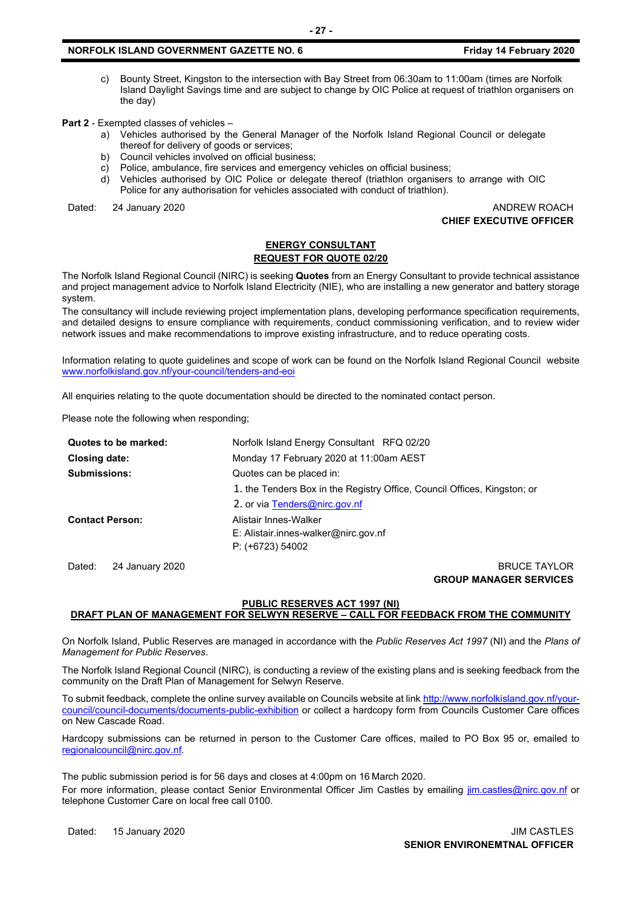c) Bounty Street, Kingston to the intersection with Bay Street from 06:30am to 11:00am (times are Norfolk Island Daylight Savings time and are subject to change by OIC Police at request of triathlon organisers on the day)

**Part 2** - Exempted classes of vehicles –

a) Vehicles authorised by the General Manager of the Norfolk Island Regional Council or delegate thereof for delivery of goods or services;
b) Council vehicles involved on official business;
c) Police, ambulance, fire services and emergency vehicles on official business;
d) Vehicles authorised by OIC Police or delegate thereof (triathlon organisers to arrange with OIC Police for any authorisation for vehicles associated with conduct of triathlon).

Dated: 24 January 2020

ANDREW ROACH
**CHIEF EXECUTIVE OFFICER**

## ENERGY CONSULTANT
## REQUEST FOR QUOTE 02/20

The Norfolk Island Regional Council (NIRC) is seeking **Quotes** from an Energy Consultant to provide technical assistance and project management advice to Norfolk Island Electricity (NIE), who are installing a new generator and battery storage system.

The consultancy will include reviewing project implementation plans, developing performance specification requirements, and detailed designs to ensure compliance with requirements, conduct commissioning verification, and to review wider network issues and make recommendations to improve existing infrastructure, and to reduce operating costs.

Information relating to quote guidelines and scope of work can be found on the Norfolk Island Regional Council website www.norfolkisland.gov.nf/your-council/tenders-and-eoi

All enquiries relating to the quote documentation should be directed to the nominated contact person.

Please note the following when responding;

| | |
|---|---|
| **Quotes to be marked:** | Norfolk Island Energy Consultant RFQ 02/20 |
| **Closing date:** | Monday 17 February 2020 at 11:00am AEST |
| **Submissions:** | Quotes can be placed in:<br>1. the Tenders Box in the Registry Office, Council Offices, Kingston; or<br>2. or via Tenders@nirc.gov.nf |
| **Contact Person:** | Alistair Innes-Walker<br>E: Alistair.innes-walker@nirc.gov.nf<br>P: (+6723) 54002 |

Dated: 24 January 2020

BRUCE TAYLOR
**GROUP MANAGER SERVICES**

## PUBLIC RESERVES ACT 1997 (NI)
## DRAFT PLAN OF MANAGEMENT FOR SELWYN RESERVE – CALL FOR FEEDBACK FROM THE COMMUNITY

On Norfolk Island, Public Reserves are managed in accordance with the *Public Reserves Act 1997* (NI) and the *Plans of Management for Public Reserves*.

The Norfolk Island Regional Council (NIRC), is conducting a review of the existing plans and is seeking feedback from the community on the Draft Plan of Management for Selwyn Reserve.

To submit feedback, complete the online survey available on Councils website at link http://www.norfolkisland.gov.nf/your-council/council-documents/documents-public-exhibition or collect a hardcopy form from Councils Customer Care offices on New Cascade Road.

Hardcopy submissions can be returned in person to the Customer Care offices, mailed to PO Box 95 or, emailed to regionalcouncil@nirc.gov.nf.

The public submission period is for 56 days and closes at 4:00pm on 16 March 2020.

For more information, please contact Senior Environmental Officer Jim Castles by emailing jim.castles@nirc.gov.nf or telephone Customer Care on local free call 0100.

Dated: 15 January 2020

JIM CASTLES
**SENIOR ENVIRONEMTNAL OFFICER**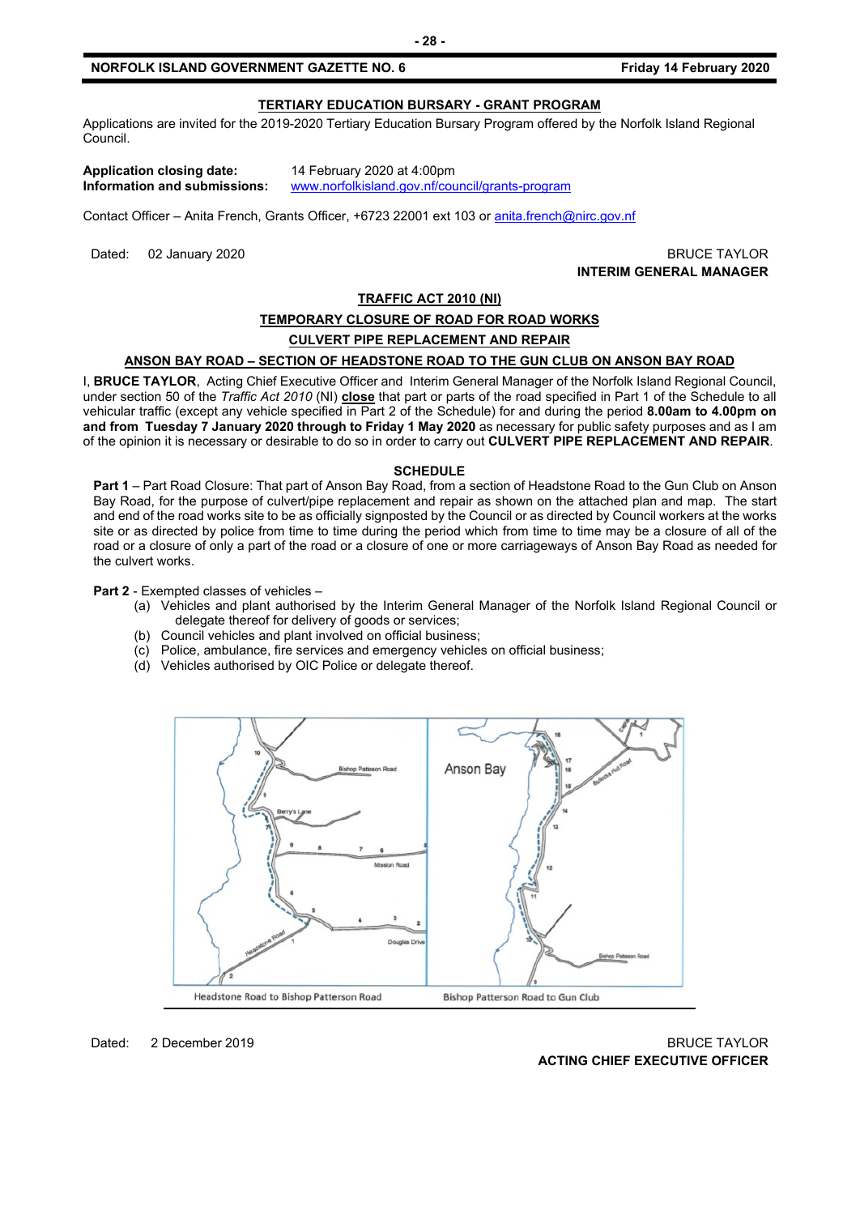## TERTIARY EDUCATION BURSARY - GRANT PROGRAM

Applications are invited for the 2019-2020 Tertiary Education Bursary Program offered by the Norfolk Island Regional Council.

**Application closing date:** 14 February 2020 at 4:00pm
**Information and submissions:** www.norfolkisland.gov.nf/council/grants-program

Contact Officer – Anita French, Grants Officer, +6723 22001 ext 103 or anita.french@nirc.gov.nf

Dated: 02 January 2020

BRUCE TAYLOR
**INTERIM GENERAL MANAGER**

## TRAFFIC ACT 2010 (NI)

## TEMPORARY CLOSURE OF ROAD FOR ROAD WORKS

## CULVERT PIPE REPLACEMENT AND REPAIR

## ANSON BAY ROAD – SECTION OF HEADSTONE ROAD TO THE GUN CLUB ON ANSON BAY ROAD

I, **BRUCE TAYLOR**, Acting Chief Executive Officer and Interim General Manager of the Norfolk Island Regional Council, under section 50 of the *Traffic Act 2010* (NI) **close** that part or parts of the road specified in Part 1 of the Schedule to all vehicular traffic (except any vehicle specified in Part 2 of the Schedule) for and during the period **8.00am to 4.00pm on and from Tuesday 7 January 2020 through to Friday 1 May 2020** as necessary for public safety purposes and as I am of the opinion it is necessary or desirable to do so in order to carry out **CULVERT PIPE REPLACEMENT AND REPAIR**.

**SCHEDULE**

**Part 1** – Part Road Closure: That part of Anson Bay Road, from a section of Headstone Road to the Gun Club on Anson Bay Road, for the purpose of culvert/pipe replacement and repair as shown on the attached plan and map. The start and end of the road works site to be as officially signposted by the Council or as directed by Council workers at the works site or as directed by police from time to time during the period which from time to time may be a closure of all of the road or a closure of only a part of the road or a closure of one or more carriageways of Anson Bay Road as needed for the culvert works.

**Part 2** - Exempted classes of vehicles –

(a) Vehicles and plant authorised by the Interim General Manager of the Norfolk Island Regional Council or delegate thereof for delivery of goods or services;
(b) Council vehicles and plant involved on official business;
(c) Police, ambulance, fire services and emergency vehicles on official business;
(d) Vehicles authorised by OIC Police or delegate thereof.

Headstone Road to Bishop Patterson Road | Bishop Patterson Road to Gun Club

Dated: 2 December 2019

BRUCE TAYLOR
**ACTING CHIEF EXECUTIVE OFFICER**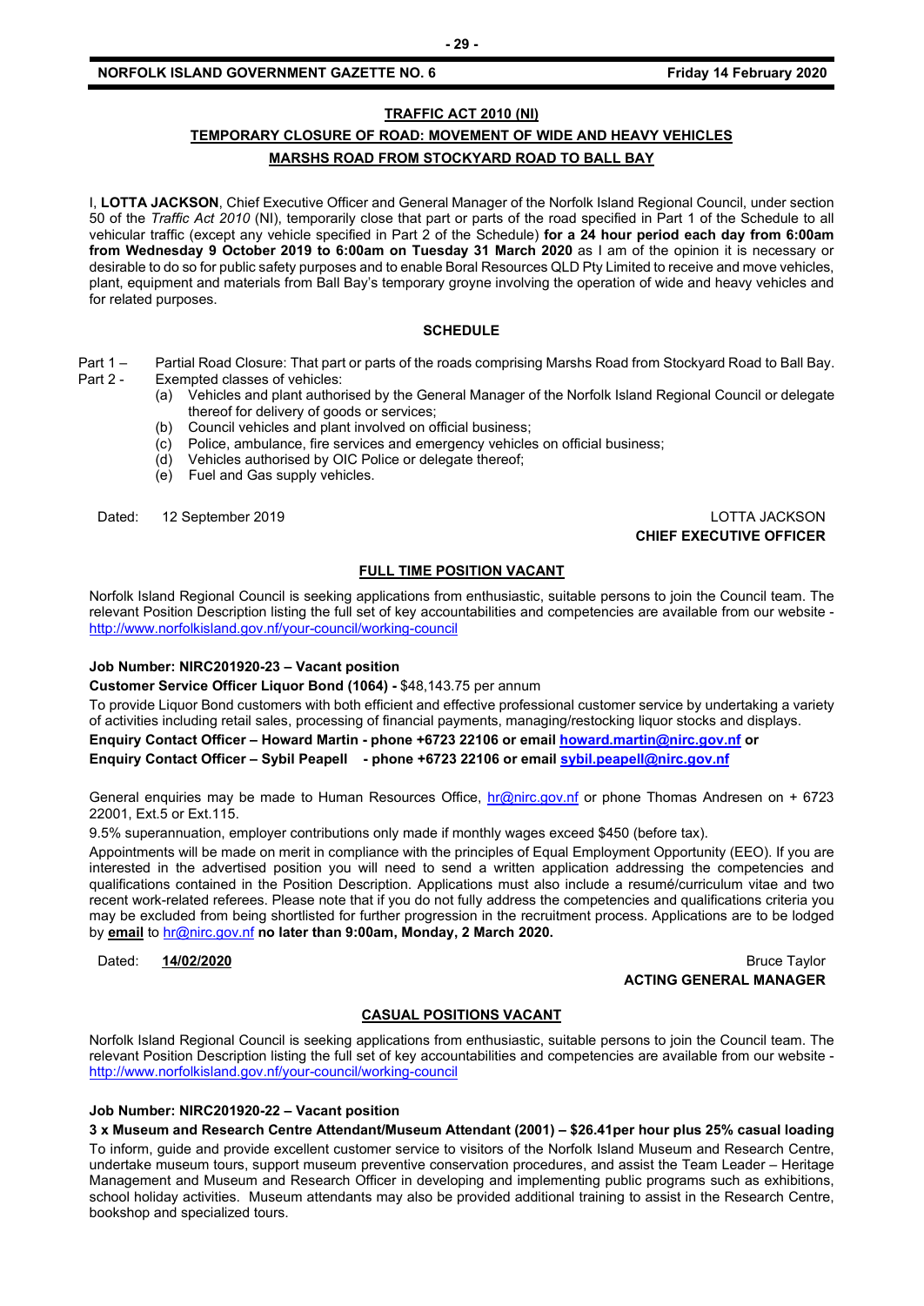## TRAFFIC ACT 2010 (NI)

## TEMPORARY CLOSURE OF ROAD: MOVEMENT OF WIDE AND HEAVY VEHICLES

## MARSHS ROAD FROM STOCKYARD ROAD TO BALL BAY

I, **LOTTA JACKSON**, Chief Executive Officer and General Manager of the Norfolk Island Regional Council, under section 50 of the *Traffic Act 2010* (NI), temporarily close that part or parts of the road specified in Part 1 of the Schedule to all vehicular traffic (except any vehicle specified in Part 2 of the Schedule) **for a 24 hour period each day from 6:00am from Wednesday 9 October 2019 to 6:00am on Tuesday 31 March 2020** as I am of the opinion it is necessary or desirable to do so for public safety purposes and to enable Boral Resources QLD Pty Limited to receive and move vehicles, plant, equipment and materials from Ball Bay's temporary groyne involving the operation of wide and heavy vehicles and for related purposes.

### SCHEDULE

Part 1 – Partial Road Closure: That part or parts of the roads comprising Marshs Road from Stockyard Road to Ball Bay.

Part 2 - Exempted classes of vehicles:

(a) Vehicles and plant authorised by the General Manager of the Norfolk Island Regional Council or delegate thereof for delivery of goods or services;
(b) Council vehicles and plant involved on official business;
(c) Police, ambulance, fire services and emergency vehicles on official business;
(d) Vehicles authorised by OIC Police or delegate thereof;
(e) Fuel and Gas supply vehicles.

Dated: 12 September 2019

LOTTA JACKSON
**CHIEF EXECUTIVE OFFICER**

## FULL TIME POSITION VACANT

Norfolk Island Regional Council is seeking applications from enthusiastic, suitable persons to join the Council team. The relevant Position Description listing the full set of key accountabilities and competencies are available from our website - http://www.norfolkisland.gov.nf/your-council/working-council

**Job Number: NIRC201920-23 – Vacant position**

**Customer Service Officer Liquor Bond (1064) -** $48,143.75 per annum

To provide Liquor Bond customers with both efficient and effective professional customer service by undertaking a variety of activities including retail sales, processing of financial payments, managing/restocking liquor stocks and displays.

**Enquiry Contact Officer – Howard Martin - phone +6723 22106 or email howard.martin@nirc.gov.nf or**
**Enquiry Contact Officer – Sybil Peapell - phone +6723 22106 or email sybil.peapell@nirc.gov.nf**

General enquiries may be made to Human Resources Office, hr@nirc.gov.nf or phone Thomas Andresen on + 6723 22001, Ext.5 or Ext.115.

9.5% superannuation, employer contributions only made if monthly wages exceed $450 (before tax).

Appointments will be made on merit in compliance with the principles of Equal Employment Opportunity (EEO). If you are interested in the advertised position you will need to send a written application addressing the competencies and qualifications contained in the Position Description. Applications must also include a resumé/curriculum vitae and two recent work-related referees. Please note that if you do not fully address the competencies and qualifications criteria you may be excluded from being shortlisted for further progression in the recruitment process. Applications are to be lodged by **email** to hr@nirc.gov.nf **no later than 9:00am, Monday, 2 March 2020.**

Dated: **14/02/2020**

Bruce Taylor
**ACTING GENERAL MANAGER**

## CASUAL POSITIONS VACANT

Norfolk Island Regional Council is seeking applications from enthusiastic, suitable persons to join the Council team. The relevant Position Description listing the full set of key accountabilities and competencies are available from our website - http://www.norfolkisland.gov.nf/your-council/working-council

**Job Number: NIRC201920-22 – Vacant position**

**3 x Museum and Research Centre Attendant/Museum Attendant (2001) – $26.41per hour plus 25% casual loading**

To inform, guide and provide excellent customer service to visitors of the Norfolk Island Museum and Research Centre, undertake museum tours, support museum preventive conservation procedures, and assist the Team Leader – Heritage Management and Museum and Research Officer in developing and implementing public programs such as exhibitions, school holiday activities. Museum attendants may also be provided additional training to assist in the Research Centre, bookshop and specialized tours.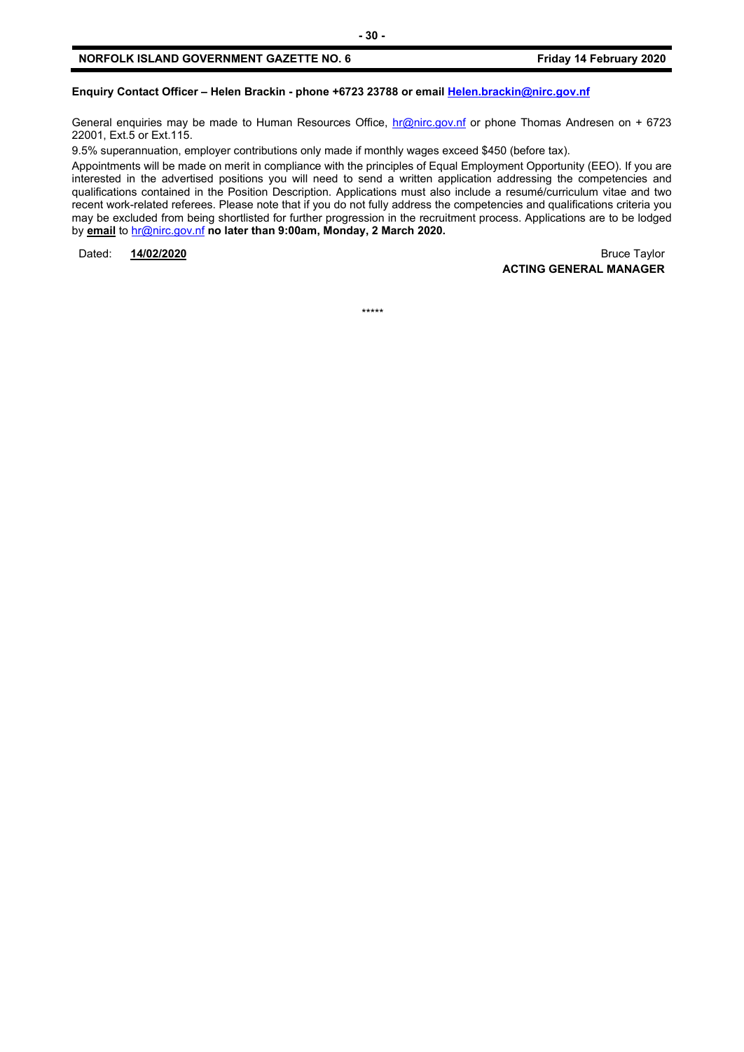**Enquiry Contact Officer – Helen Brackin - phone +6723 23788 or email Helen.brackin@nirc.gov.nf**

General enquiries may be made to Human Resources Office, hr@nirc.gov.nf or phone Thomas Andresen on + 6723 22001, Ext.5 or Ext.115.

9.5% superannuation, employer contributions only made if monthly wages exceed $450 (before tax).

Appointments will be made on merit in compliance with the principles of Equal Employment Opportunity (EEO). If you are interested in the advertised positions you will need to send a written application addressing the competencies and qualifications contained in the Position Description. Applications must also include a resumé/curriculum vitae and two recent work-related referees. Please note that if you do not fully address the competencies and qualifications criteria you may be excluded from being shortlisted for further progression in the recruitment process. Applications are to be lodged by **email** to hr@nirc.gov.nf **no later than 9:00am, Monday, 2 March 2020.**

Dated: **14/02/2020**

Bruce Taylor
**ACTING GENERAL MANAGER**

*****